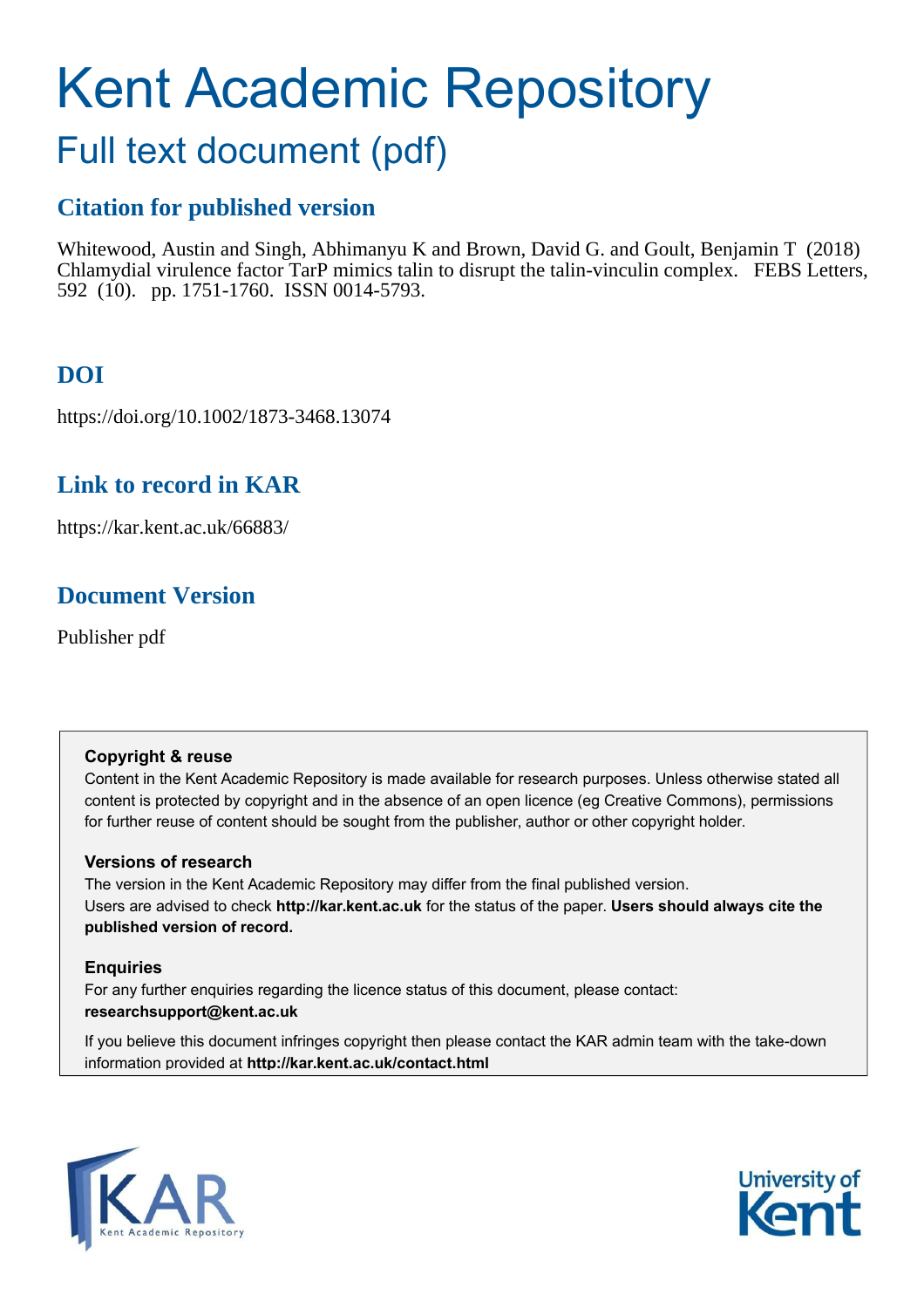# Kent Academic Repository

## Full text document (pdf)

### Citation for published version

Whitewood, Austin and Singh, Abhimanyu K and Brown, David G. and Goult, Benjamin T (2018) Chlamydial virulence factor TarP mimics talin to disrupt the talin-vinculin complex. FEBS Letters, 592 (10). pp. 1751-1760. ISSN 0014-5793.

### DOI

https://doi.org/10.1002/1873-3468.13074

### Link to record in KAR

https://kar.kent.ac.uk/66883/

### Document Version

Publisher pdf

**Copyright & reuse**

Content in the Kent Academic Repository is made available for research purposes. Unless otherwise stated all content is protected by copyright and in the absence of an open licence (eg Creative Commons), permissions for further reuse of content should be sought from the publisher, author or other copyright holder.

**Versions of research**

The version in the Kent Academic Repository may differ from the final published version. Users are advised to check **http://kar.kent.ac.uk** for the status of the paper. **Users should always cite the published version of record.**

**Enquiries**

For any further enquiries regarding the licence status of this document, please contact: **researchsupport@kent.ac.uk**

If you believe this document infringes copyright then please contact the KAR admin team with the take-down information provided at **http://kar.kent.ac.uk/contact.html**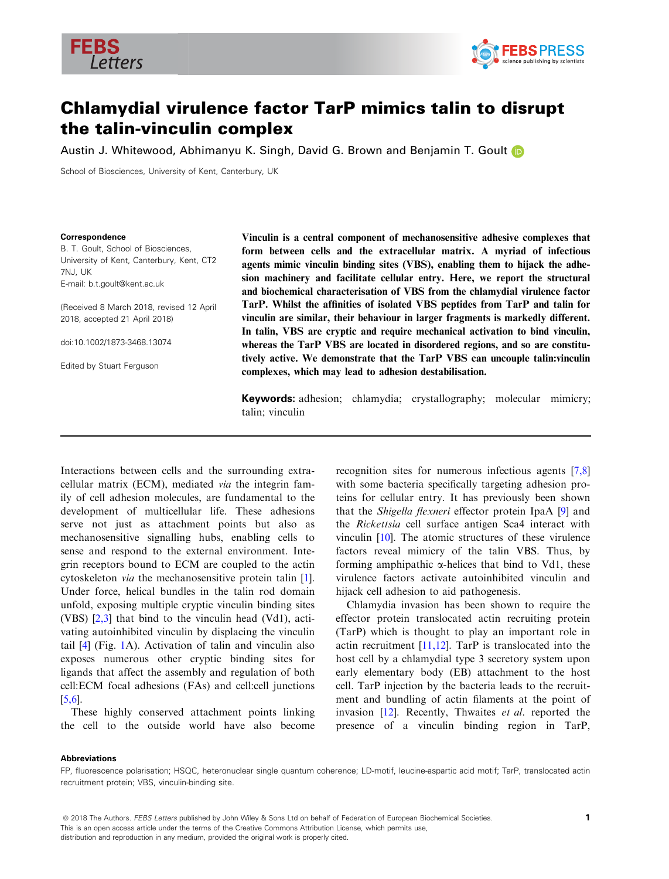# Chlamydial virulence factor TarP mimics talin to disrupt the talin-vinculin complex

Austin J. Whitewood, Abhimanyu K. Singh, David G. Brown and Benjamin T. Goult

School of Biosciences, University of Kent, Canterbury, UK

**Correspondence**
B. T. Goult, School of Biosciences, University of Kent, Canterbury, Kent, CT2 7NJ, UK
E-mail: b.t.goult@kent.ac.uk

(Received 8 March 2018, revised 12 April 2018, accepted 21 April 2018)

doi:10.1002/1873-3468.13074

Edited by Stuart Ferguson

**Vinculin is a central component of mechanosensitive adhesive complexes that form between cells and the extracellular matrix. A myriad of infectious agents mimic vinculin binding sites (VBS), enabling them to hijack the adhesion machinery and facilitate cellular entry. Here, we report the structural and biochemical characterisation of VBS from the chlamydial virulence factor TarP. Whilst the affinities of isolated VBS peptides from TarP and talin for vinculin are similar, their behaviour in larger fragments is markedly different. In talin, VBS are cryptic and require mechanical activation to bind vinculin, whereas the TarP VBS are located in disordered regions, and so are constitutively active. We demonstrate that the TarP VBS can uncouple talin:vinculin complexes, which may lead to adhesion destabilisation.**

**Keywords:** adhesion; chlamydia; crystallography; molecular mimicry; talin; vinculin

Interactions between cells and the surrounding extracellular matrix (ECM), mediated *via* the integrin family of cell adhesion molecules, are fundamental to the development of multicellular life. These adhesions serve not just as attachment points but also as mechanosensitive signalling hubs, enabling cells to sense and respond to the external environment. Integrin receptors bound to ECM are coupled to the actin cytoskeleton *via* the mechanosensitive protein talin [1]. Under force, helical bundles in the talin rod domain unfold, exposing multiple cryptic vinculin binding sites (VBS) [2,3] that bind to the vinculin head (Vd1), activating autoinhibited vinculin by displacing the vinculin tail [4] (Fig. 1A). Activation of talin and vinculin also exposes numerous other cryptic binding sites for ligands that affect the assembly and regulation of both cell:ECM focal adhesions (FAs) and cell:cell junctions [5,6].

These highly conserved attachment points linking the cell to the outside world have also become recognition sites for numerous infectious agents [7,8] with some bacteria specifically targeting adhesion proteins for cellular entry. It has previously been shown that the *Shigella flexneri* effector protein IpaA [9] and the *Rickettsia* cell surface antigen Sca4 interact with vinculin [10]. The atomic structures of these virulence factors reveal mimicry of the talin VBS. Thus, by forming amphipathic α-helices that bind to Vd1, these virulence factors activate autoinhibited vinculin and hijack cell adhesion to aid pathogenesis.

Chlamydia invasion has been shown to require the effector protein translocated actin recruiting protein (TarP) which is thought to play an important role in actin recruitment [11,12]. TarP is translocated into the host cell by a chlamydial type 3 secretory system upon early elementary body (EB) attachment to the host cell. TarP injection by the bacteria leads to the recruitment and bundling of actin filaments at the point of invasion [12]. Recently, Thwaites *et al.* reported the presence of a vinculin binding region in TarP,

**Abbreviations**
FP, fluorescence polarisation; HSQC, heteronuclear single quantum coherence; LD-motif, leucine-aspartic acid motif; TarP, translocated actin recruitment protein; VBS, vinculin-binding site.

© 2018 The Authors. *FEBS Letters* published by John Wiley & Sons Ltd on behalf of Federation of European Biochemical Societies.
This is an open access article under the terms of the Creative Commons Attribution License, which permits use, distribution and reproduction in any medium, provided the original work is properly cited.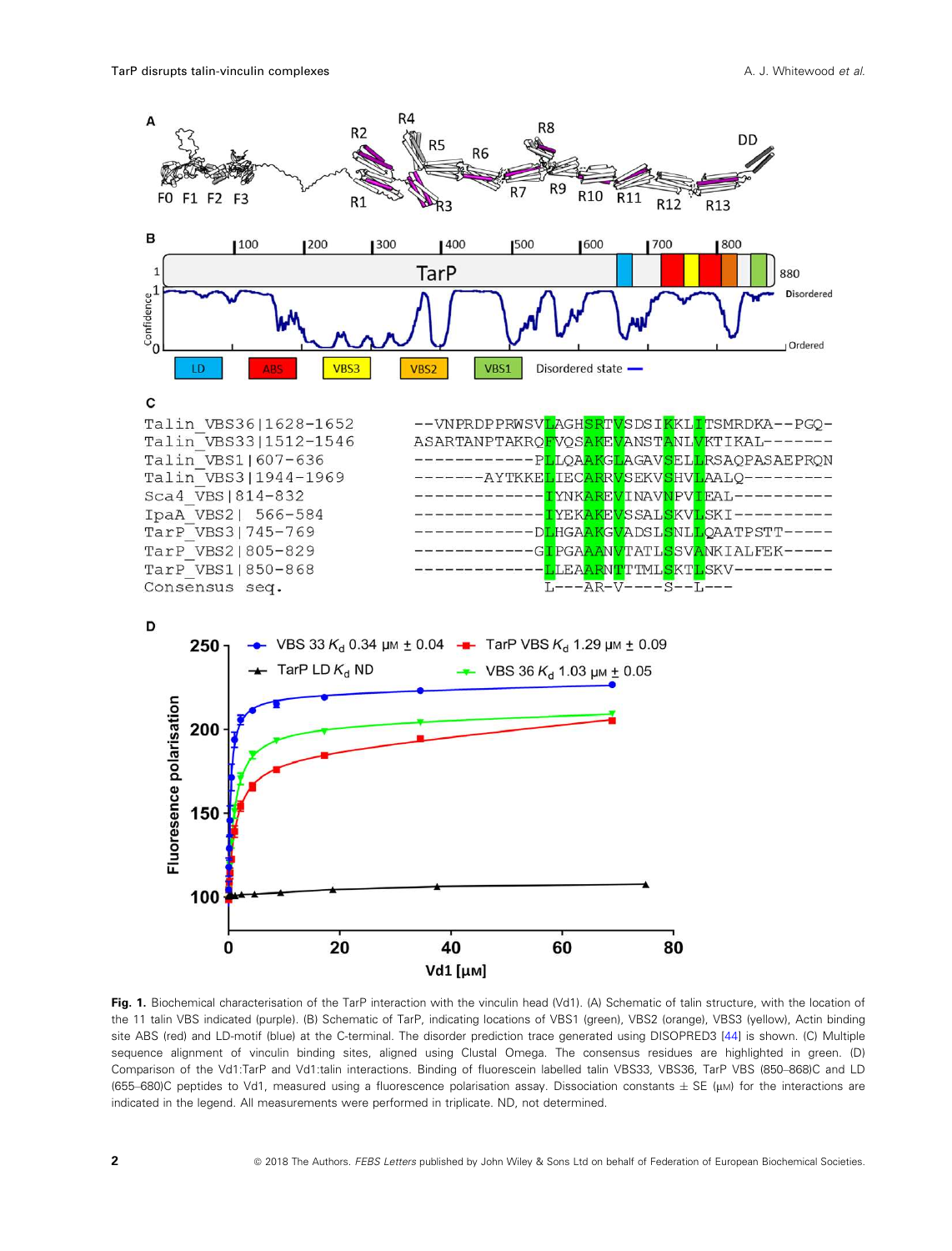Fig. 1. Biochemical characterisation of the TarP interaction with the vinculin head (Vd1). (A) Schematic of talin structure, with the location of the 11 talin VBS indicated (purple). (B) Schematic of TarP, indicating locations of VBS1 (green), VBS2 (orange), VBS3 (yellow), Actin binding site ABS (red) and LD-motif (blue) at the C-terminal. The disorder prediction trace generated using DISOPRED3 [44] is shown. (C) Multiple sequence alignment of vinculin binding sites, aligned using Clustal Omega. The consensus residues are highlighted in green. (D) Comparison of the Vd1:TarP and Vd1:talin interactions. Binding of fluorescein labelled talin VBS33, VBS36, TarP VBS (850–868)C and LD (655–680)C peptides to Vd1, measured using a fluorescence polarisation assay. Dissociation constants ± SE (μM) for the interactions are indicated in the legend. All measurements were performed in triplicate. ND, not determined.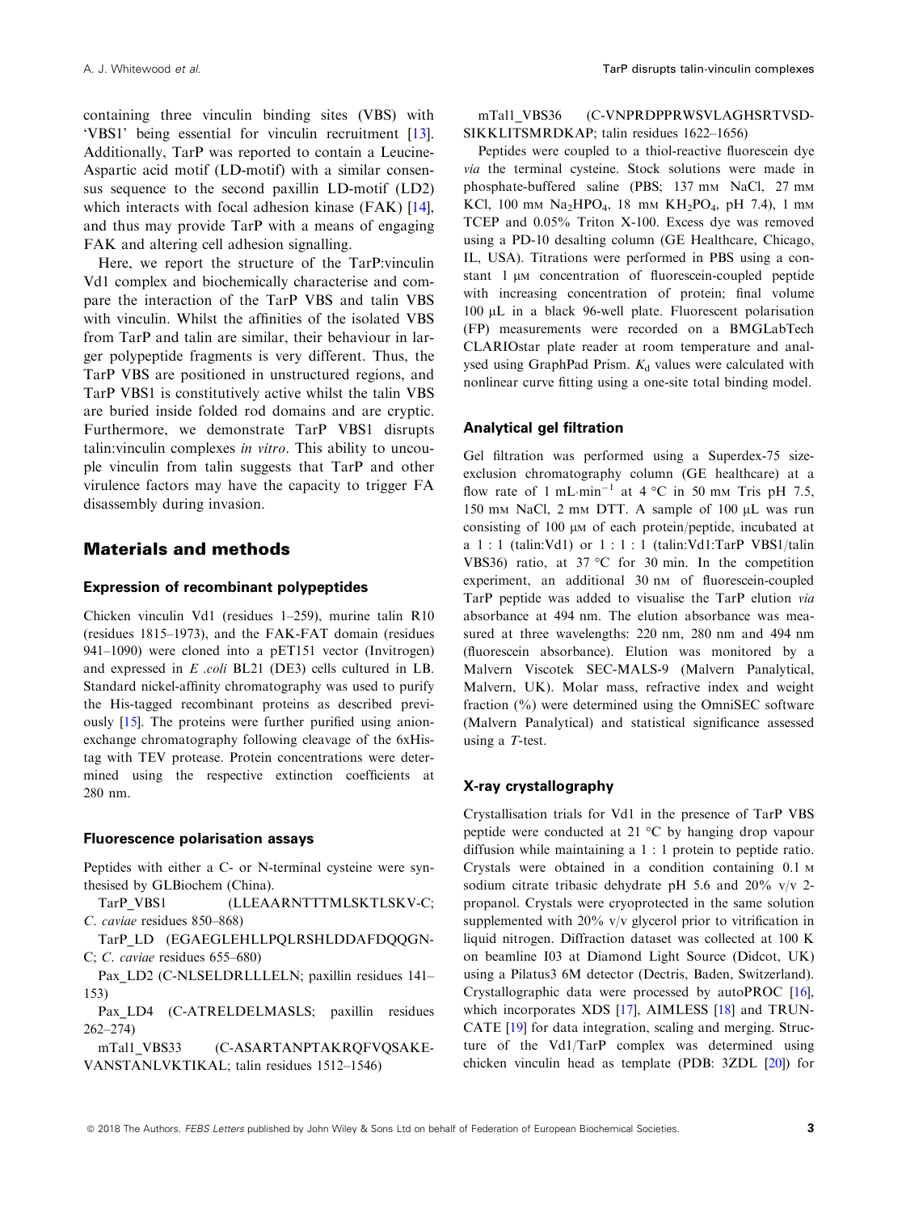containing three vinculin binding sites (VBS) with 'VBS1' being essential for vinculin recruitment [13]. Additionally, TarP was reported to contain a Leucine-Aspartic acid motif (LD-motif) with a similar consensus sequence to the second paxillin LD-motif (LD2) which interacts with focal adhesion kinase (FAK) [14], and thus may provide TarP with a means of engaging FAK and altering cell adhesion signalling.

Here, we report the structure of the TarP:vinculin Vd1 complex and biochemically characterise and compare the interaction of the TarP VBS and talin VBS with vinculin. Whilst the affinities of the isolated VBS from TarP and talin are similar, their behaviour in larger polypeptide fragments is very different. Thus, the TarP VBS are positioned in unstructured regions, and TarP VBS1 is constitutively active whilst the talin VBS are buried inside folded rod domains and are cryptic. Furthermore, we demonstrate TarP VBS1 disrupts talin:vinculin complexes *in vitro*. This ability to uncouple vinculin from talin suggests that TarP and other virulence factors may have the capacity to trigger FA disassembly during invasion.

## Materials and methods

### Expression of recombinant polypeptides

Chicken vinculin Vd1 (residues 1–259), murine talin R10 (residues 1815–1973), and the FAK-FAT domain (residues 941–1090) were cloned into a pET151 vector (Invitrogen) and expressed in *E .coli* BL21 (DE3) cells cultured in LB. Standard nickel-affinity chromatography was used to purify the His-tagged recombinant proteins as described previously [15]. The proteins were further purified using anion-exchange chromatography following cleavage of the 6xHis-tag with TEV protease. Protein concentrations were determined using the respective extinction coefficients at 280 nm.

### Fluorescence polarisation assays

Peptides with either a C- or N-terminal cysteine were synthesised by GLBiochem (China).

TarP_VBS1 (LLEAARNTTTMLSKTLSKV-C; *C. caviae* residues 850–868)

TarP_LD (EGAEGLEHLLPQLRSHLDDAFDQQGN-C; *C. caviae* residues 655–680)

Pax_LD2 (C-NLSELDRLLLELN; paxillin residues 141–153)

Pax_LD4 (C-ATRELDELMASLS; paxillin residues 262–274)

mTal1_VBS33 (C-ASARTANPTAKRQFVQSAKEVANSTANLVKTIKAL; talin residues 1512–1546)

mTal1_VBS36 (C-VNPRDPPRWSVLAGHSRTVSDSIKKLITSMRDKAP; talin residues 1622–1656)

Peptides were coupled to a thiol-reactive fluorescein dye *via* the terminal cysteine. Stock solutions were made in phosphate-buffered saline (PBS; 137 mM NaCl, 27 mM KCl, 100 mM $Na_2HPO_4$, 18 mM $KH_2PO_4$, pH 7.4), 1 mM TCEP and 0.05% Triton X-100. Excess dye was removed using a PD-10 desalting column (GE Healthcare, Chicago, IL, USA). Titrations were performed in PBS using a constant 1 μM concentration of fluorescein-coupled peptide with increasing concentration of protein; final volume 100 μL in a black 96-well plate. Fluorescent polarisation (FP) measurements were recorded on a BMGLabTech CLARIOstar plate reader at room temperature and analysed using GraphPad Prism. $K_d$ values were calculated with nonlinear curve fitting using a one-site total binding model.

### Analytical gel filtration

Gel filtration was performed using a Superdex-75 size-exclusion chromatography column (GE healthcare) at a flow rate of 1 mL·min$^{-1}$ at 4 °C in 50 mM Tris pH 7.5, 150 mM NaCl, 2 mM DTT. A sample of 100 μL was run consisting of 100 μM of each protein/peptide, incubated at a 1 : 1 (talin:Vd1) or 1 : 1 : 1 (talin:Vd1:TarP VBS1/talin VBS36) ratio, at 37 °C for 30 min. In the competition experiment, an additional 30 nM of fluorescein-coupled TarP peptide was added to visualise the TarP elution *via* absorbance at 494 nm. The elution absorbance was measured at three wavelengths: 220 nm, 280 nm and 494 nm (fluorescein absorbance). Elution was monitored by a Malvern Viscotek SEC-MALS-9 (Malvern Panalytical, Malvern, UK). Molar mass, refractive index and weight fraction (%) were determined using the OmniSEC software (Malvern Panalytical) and statistical significance assessed using a *T*-test.

### X-ray crystallography

Crystallisation trials for Vd1 in the presence of TarP VBS peptide were conducted at 21 °C by hanging drop vapour diffusion while maintaining a 1 : 1 protein to peptide ratio. Crystals were obtained in a condition containing 0.1 M sodium citrate tribasic dehydrate pH 5.6 and 20% v/v 2-propanol. Crystals were cryoprotected in the same solution supplemented with 20% v/v glycerol prior to vitrification in liquid nitrogen. Diffraction dataset was collected at 100 K on beamline I03 at Diamond Light Source (Didcot, UK) using a Pilatus3 6M detector (Dectris, Baden, Switzerland). Crystallographic data were processed by autoPROC [16], which incorporates XDS [17], AIMLESS [18] and TRUNCATE [19] for data integration, scaling and merging. Structure of the Vd1/TarP complex was determined using chicken vinculin head as template (PDB: 3ZDL [20]) for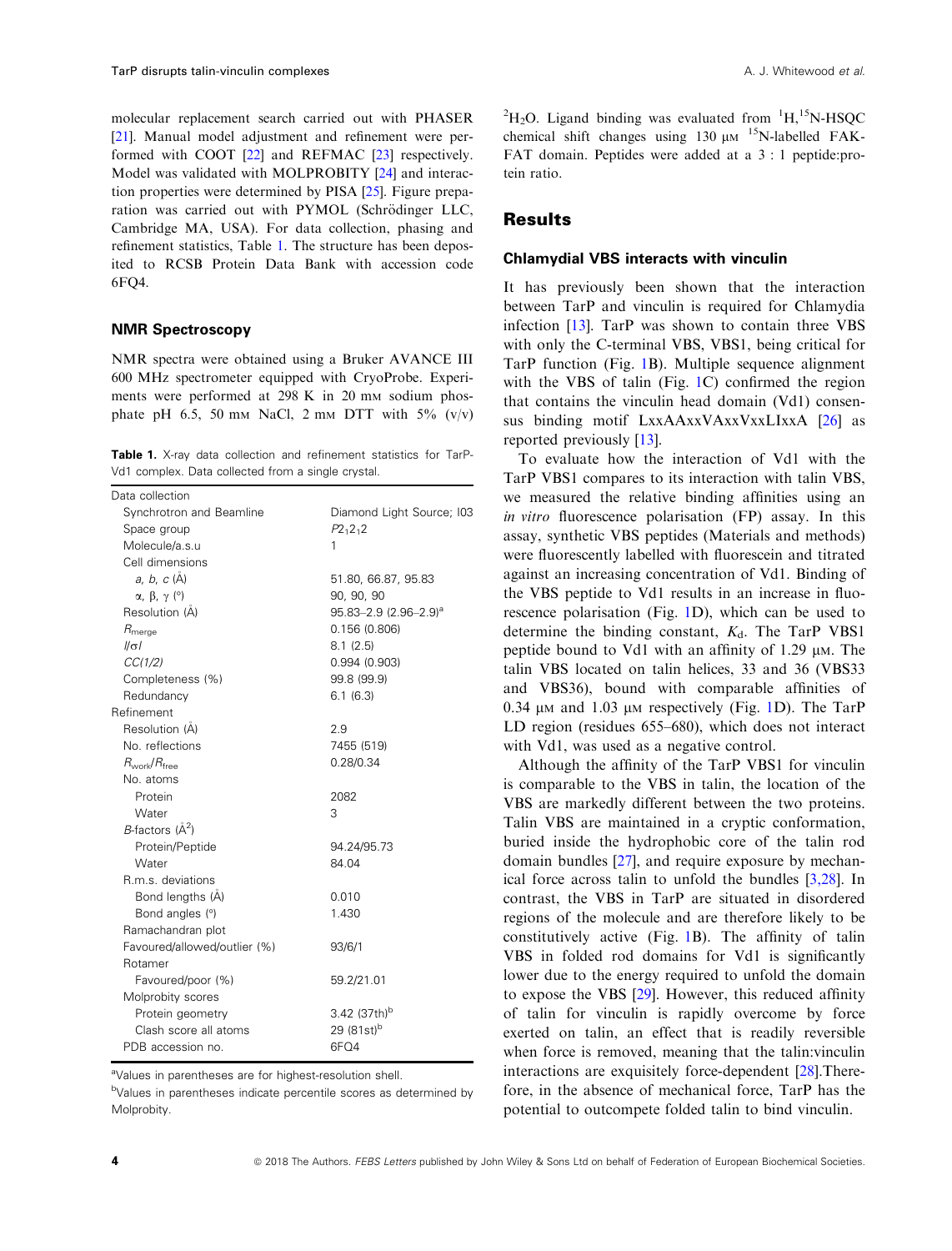molecular replacement search carried out with PHASER [21]. Manual model adjustment and refinement were performed with COOT [22] and REFMAC [23] respectively. Model was validated with MOLPROBITY [24] and interaction properties were determined by PISA [25]. Figure preparation was carried out with PYMOL (Schrödinger LLC, Cambridge MA, USA). For data collection, phasing and refinement statistics, Table 1. The structure has been deposited to RCSB Protein Data Bank with accession code 6FQ4.

### NMR Spectroscopy

NMR spectra were obtained using a Bruker AVANCE III 600 MHz spectrometer equipped with CryoProbe. Experiments were performed at 298 K in 20 mM sodium phosphate pH 6.5, 50 mM NaCl, 2 mM DTT with 5% (v/v) $^2H_2O$. Ligand binding was evaluated from $^1H$,$^{15}N$-HSQC chemical shift changes using 130 μM $^{15}N$-labelled FAK-FAT domain. Peptides were added at a 3 : 1 peptide:protein ratio.

**Table 1.** X-ray data collection and refinement statistics for TarP-Vd1 complex. Data collected from a single crystal.

| | |
|---|---|
| Data collection | |
| Synchrotron and Beamline | Diamond Light Source; I03 |
| Space group | $P2_12_12$ |
| Molecule/a.s.u | 1 |
| Cell dimensions | |
| *a*, *b*, *c* (Å) | 51.80, 66.87, 95.83 |
| α, β, γ (°) | 90, 90, 90 |
| Resolution (Å) | 95.83–2.9 (2.96–2.9)[a] |
| $R_{merge}$ | 0.156 (0.806) |
| $I/\sigma I$ | 8.1 (2.5) |
| *CC(1/2)* | 0.994 (0.903) |
| Completeness (%) | 99.8 (99.9) |
| Redundancy | 6.1 (6.3) |
| Refinement | |
| Resolution (Å) | 2.9 |
| No. reflections | 7455 (519) |
| $R_{work}/R_{free}$ | 0.28/0.34 |
| No. atoms | |
| Protein | 2082 |
| Water | 3 |
| *B*-factors (Å$^2$) | |
| Protein/Peptide | 94.24/95.73 |
| Water | 84.04 |
| R.m.s. deviations | |
| Bond lengths (Å) | 0.010 |
| Bond angles (°) | 1.430 |
| Ramachandran plot | |
| Favoured/allowed/outlier (%) | 93/6/1 |
| Rotamer | |
| Favoured/poor (%) | 59.2/21.01 |
| Molprobity scores | |
| Protein geometry | 3.42 (37th)[b] |
| Clash score all atoms | 29 (81st)[b] |
| PDB accession no. | 6FQ4 |

[a]Values in parentheses are for highest-resolution shell.

[b]Values in parentheses indicate percentile scores as determined by Molprobity.

## Results

### Chlamydial VBS interacts with vinculin

It has previously been shown that the interaction between TarP and vinculin is required for Chlamydia infection [13]. TarP was shown to contain three VBS with only the C-terminal VBS, VBS1, being critical for TarP function (Fig. 1B). Multiple sequence alignment with the VBS of talin (Fig. 1C) confirmed the region that contains the vinculin head domain (Vd1) consensus binding motif LxxAAxxVAxxVxxLIxxA [26] as reported previously [13].

To evaluate how the interaction of Vd1 with the TarP VBS1 compares to its interaction with talin VBS, we measured the relative binding affinities using an *in vitro* fluorescence polarisation (FP) assay. In this assay, synthetic VBS peptides (Materials and methods) were fluorescently labelled with fluorescein and titrated against an increasing concentration of Vd1. Binding of the VBS peptide to Vd1 results in an increase in fluorescence polarisation (Fig. 1D), which can be used to determine the binding constant, $K_d$. The TarP VBS1 peptide bound to Vd1 with an affinity of 1.29 μM. The talin VBS located on talin helices, 33 and 36 (VBS33 and VBS36), bound with comparable affinities of 0.34 μM and 1.03 μM respectively (Fig. 1D). The TarP LD region (residues 655–680), which does not interact with Vd1, was used as a negative control.

Although the affinity of the TarP VBS1 for vinculin is comparable to the VBS in talin, the location of the VBS are markedly different between the two proteins. Talin VBS are maintained in a cryptic conformation, buried inside the hydrophobic core of the talin rod domain bundles [27], and require exposure by mechanical force across talin to unfold the bundles [3,28]. In contrast, the VBS in TarP are situated in disordered regions of the molecule and are therefore likely to be constitutively active (Fig. 1B). The affinity of talin VBS in folded rod domains for Vd1 is significantly lower due to the energy required to unfold the domain to expose the VBS [29]. However, this reduced affinity of talin for vinculin is rapidly overcome by force exerted on talin, an effect that is readily reversible when force is removed, meaning that the talin:vinculin interactions are exquisitely force-dependent [28].Therefore, in the absence of mechanical force, TarP has the potential to outcompete folded talin to bind vinculin.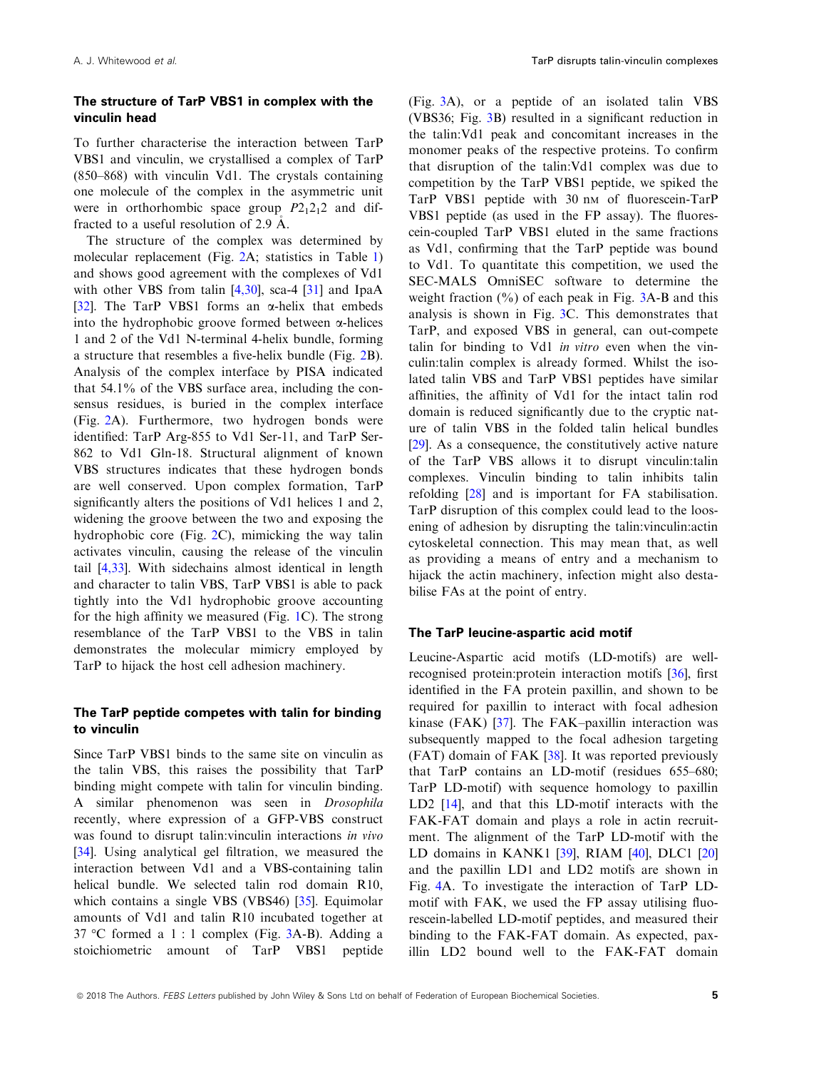### The structure of TarP VBS1 in complex with the vinculin head

To further characterise the interaction between TarP VBS1 and vinculin, we crystallised a complex of TarP (850–868) with vinculin Vd1. The crystals containing one molecule of the complex in the asymmetric unit were in orthorhombic space group $P2_12_12$ and diffracted to a useful resolution of 2.9 Å.

The structure of the complex was determined by molecular replacement (Fig. 2A; statistics in Table 1) and shows good agreement with the complexes of Vd1 with other VBS from talin [4,30], sca-4 [31] and IpaA [32]. The TarP VBS1 forms an α-helix that embeds into the hydrophobic groove formed between α-helices 1 and 2 of the Vd1 N-terminal 4-helix bundle, forming a structure that resembles a five-helix bundle (Fig. 2B). Analysis of the complex interface by PISA indicated that 54.1% of the VBS surface area, including the consensus residues, is buried in the complex interface (Fig. 2A). Furthermore, two hydrogen bonds were identified: TarP Arg-855 to Vd1 Ser-11, and TarP Ser-862 to Vd1 Gln-18. Structural alignment of known VBS structures indicates that these hydrogen bonds are well conserved. Upon complex formation, TarP significantly alters the positions of Vd1 helices 1 and 2, widening the groove between the two and exposing the hydrophobic core (Fig. 2C), mimicking the way talin activates vinculin, causing the release of the vinculin tail [4,33]. With sidechains almost identical in length and character to talin VBS, TarP VBS1 is able to pack tightly into the Vd1 hydrophobic groove accounting for the high affinity we measured (Fig. 1C). The strong resemblance of the TarP VBS1 to the VBS in talin demonstrates the molecular mimicry employed by TarP to hijack the host cell adhesion machinery.

### The TarP peptide competes with talin for binding to vinculin

Since TarP VBS1 binds to the same site on vinculin as the talin VBS, this raises the possibility that TarP binding might compete with talin for vinculin binding. A similar phenomenon was seen in *Drosophila* recently, where expression of a GFP-VBS construct was found to disrupt talin:vinculin interactions *in vivo* [34]. Using analytical gel filtration, we measured the interaction between Vd1 and a VBS-containing talin helical bundle. We selected talin rod domain R10, which contains a single VBS (VBS46) [35]. Equimolar amounts of Vd1 and talin R10 incubated together at 37 °C formed a 1 : 1 complex (Fig. 3A-B). Adding a stoichiometric amount of TarP VBS1 peptide (Fig. 3A), or a peptide of an isolated talin VBS (VBS36; Fig. 3B) resulted in a significant reduction in the talin:Vd1 peak and concomitant increases in the monomer peaks of the respective proteins. To confirm that disruption of the talin:Vd1 complex was due to competition by the TarP VBS1 peptide, we spiked the TarP VBS1 peptide with 30 nM of fluorescein-TarP VBS1 peptide (as used in the FP assay). The fluorescein-coupled TarP VBS1 eluted in the same fractions as Vd1, confirming that the TarP peptide was bound to Vd1. To quantitate this competition, we used the SEC-MALS OmniSEC software to determine the weight fraction (%) of each peak in Fig. 3A-B and this analysis is shown in Fig. 3C. This demonstrates that TarP, and exposed VBS in general, can out-compete talin for binding to Vd1 *in vitro* even when the vinculin:talin complex is already formed. Whilst the isolated talin VBS and TarP VBS1 peptides have similar affinities, the affinity of Vd1 for the intact talin rod domain is reduced significantly due to the cryptic nature of talin VBS in the folded talin helical bundles [29]. As a consequence, the constitutively active nature of the TarP VBS allows it to disrupt vinculin:talin complexes. Vinculin binding to talin inhibits talin refolding [28] and is important for FA stabilisation. TarP disruption of this complex could lead to the loosening of adhesion by disrupting the talin:vinculin:actin cytoskeletal connection. This may mean that, as well as providing a means of entry and a mechanism to hijack the actin machinery, infection might also destabilise FAs at the point of entry.

### The TarP leucine-aspartic acid motif

Leucine-Aspartic acid motifs (LD-motifs) are well-recognised protein:protein interaction motifs [36], first identified in the FA protein paxillin, and shown to be required for paxillin to interact with focal adhesion kinase (FAK) [37]. The FAK–paxillin interaction was subsequently mapped to the focal adhesion targeting (FAT) domain of FAK [38]. It was reported previously that TarP contains an LD-motif (residues 655–680; TarP LD-motif) with sequence homology to paxillin LD2 [14], and that this LD-motif interacts with the FAK-FAT domain and plays a role in actin recruitment. The alignment of the TarP LD-motif with the LD domains in KANK1 [39], RIAM [40], DLC1 [20] and the paxillin LD1 and LD2 motifs are shown in Fig. 4A. To investigate the interaction of TarP LD-motif with FAK, we used the FP assay utilising fluorescein-labelled LD-motif peptides, and measured their binding to the FAK-FAT domain. As expected, paxillin LD2 bound well to the FAK-FAT domain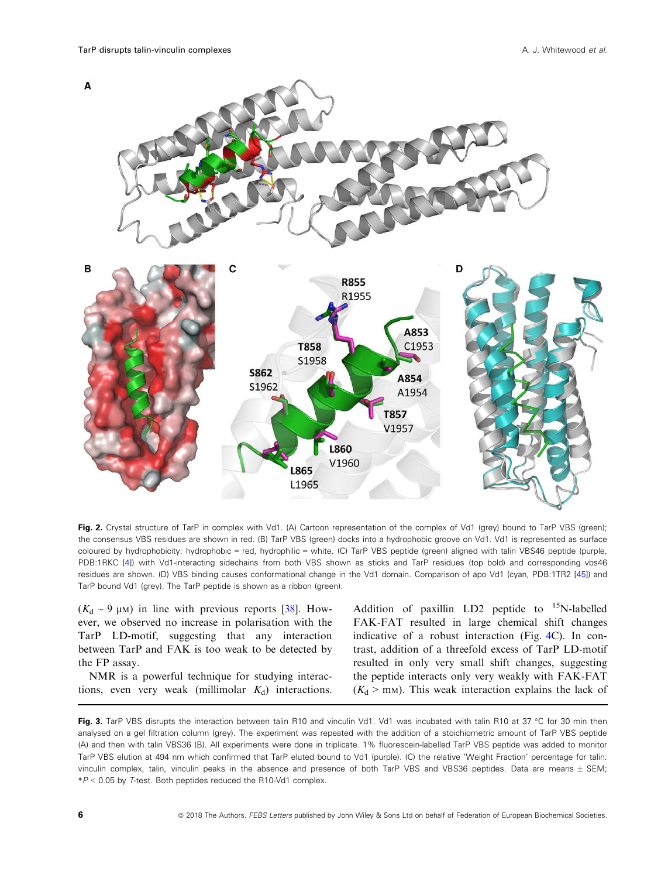**Fig. 2.** Crystal structure of TarP in complex with Vd1. (A) Cartoon representation of the complex of Vd1 (grey) bound to TarP VBS (green); the consensus VBS residues are shown in red. (B) TarP VBS (green) docks into a hydrophobic groove on Vd1. Vd1 is represented as surface coloured by hydrophobicity: hydrophobic = red, hydrophilic = white. (C) TarP VBS peptide (green) aligned with talin VBS46 peptide (purple, PDB:1RKC [4]) with Vd1-interacting sidechains from both VBS shown as sticks and TarP residues (top bold) and corresponding vbs46 residues are shown. (D) VBS binding causes conformational change in the Vd1 domain. Comparison of apo Vd1 (cyan, PDB:1TR2 [45]) and TarP bound Vd1 (grey). The TarP peptide is shown as a ribbon (green).

($K_d$ ~ 9 μM) in line with previous reports [38]. However, we observed no increase in polarisation with the TarP LD-motif, suggesting that any interaction between TarP and FAK is too weak to be detected by the FP assay.

NMR is a powerful technique for studying interactions, even very weak (millimolar $K_d$) interactions. Addition of paxillin LD2 peptide to $^{15}$N-labelled FAK-FAT resulted in large chemical shift changes indicative of a robust interaction (Fig. 4C). In contrast, addition of a threefold excess of TarP LD-motif resulted in only very small shift changes, suggesting the peptide interacts only very weakly with FAK-FAT ($K_d$ > mM). This weak interaction explains the lack of

**Fig. 3.** TarP VBS disrupts the interaction between talin R10 and vinculin Vd1. Vd1 was incubated with talin R10 at 37 °C for 30 min then analysed on a gel filtration column (grey). The experiment was repeated with the addition of a stoichiometric amount of TarP VBS peptide (A) and then with talin VBS36 (B). All experiments were done in triplicate. 1% fluorescein-labelled TarP VBS peptide was added to monitor TarP VBS elution at 494 nm which confirmed that TarP eluted bound to Vd1 (purple). (C) the relative 'Weight Fraction' percentage for talin: vinculin complex, talin, vinculin peaks in the absence and presence of both TarP VBS and VBS36 peptides. Data are means ± SEM; *$P < 0.05$ by *T*-test. Both peptides reduced the R10-Vd1 complex.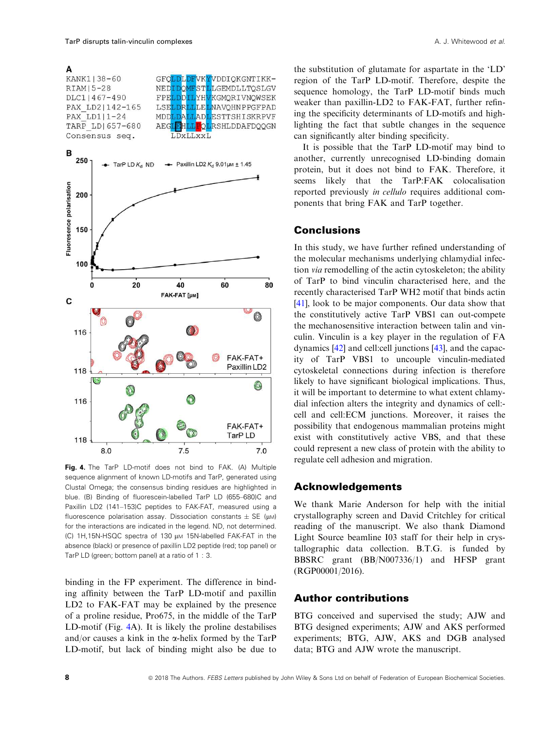Fig. 4. The TarP LD-motif does not bind to FAK. (A) Multiple sequence alignment of known LD-motifs and TarP, generated using Clustal Omega; the consensus binding residues are highlighted in blue. (B) Binding of fluorescein-labelled TarP LD (655–680)C and Paxillin LD2 (141–153)C peptides to FAK-FAT, measured using a fluorescence polarisation assay. Dissociation constants ± SE (µM) for the interactions are indicated in the legend. ND, not determined. (C) 1H,15N-HSQC spectra of 130 µM 15N-labelled FAK-FAT in the absence (black) or presence of paxillin LD2 peptide (red; top panel) or TarP LD (green; bottom panel) at a ratio of 1 : 3.

binding in the FP experiment. The difference in binding affinity between the TarP LD-motif and paxillin LD2 to FAK-FAT may be explained by the presence of a proline residue, Pro675, in the middle of the TarP LD-motif (Fig. 4A). It is likely the proline destabilises and/or causes a kink in the α-helix formed by the TarP LD-motif, but lack of binding might also be due to the substitution of glutamate for aspartate in the 'LD' region of the TarP LD-motif. Therefore, despite the sequence homology, the TarP LD-motif binds much weaker than paxillin-LD2 to FAK-FAT, further refining the specificity determinants of LD-motifs and highlighting the fact that subtle changes in the sequence can significantly alter binding specificity.

It is possible that the TarP LD-motif may bind to another, currently unrecognised LD-binding domain protein, but it does not bind to FAK. Therefore, it seems likely that the TarP:FAK colocalisation reported previously *in cellulo* requires additional components that bring FAK and TarP together.

## Conclusions

In this study, we have further refined understanding of the molecular mechanisms underlying chlamydial infection *via* remodelling of the actin cytoskeleton; the ability of TarP to bind vinculin characterised here, and the recently characterised TarP WH2 motif that binds actin [41], look to be major components. Our data show that the constitutively active TarP VBS1 can out-compete the mechanosensitive interaction between talin and vinculin. Vinculin is a key player in the regulation of FA dynamics [42] and cell:cell junctions [43], and the capacity of TarP VBS1 to uncouple vinculin-mediated cytoskeletal connections during infection is therefore likely to have significant biological implications. Thus, it will be important to determine to what extent chlamydial infection alters the integrity and dynamics of cell:cell and cell:ECM junctions. Moreover, it raises the possibility that endogenous mammalian proteins might exist with constitutively active VBS, and that these could represent a new class of protein with the ability to regulate cell adhesion and migration.

## Acknowledgements

We thank Marie Anderson for help with the initial crystallography screen and David Critchley for critical reading of the manuscript. We also thank Diamond Light Source beamline I03 staff for their help in crystallographic data collection. B.T.G. is funded by BBSRC grant (BB/N007336/1) and HFSP grant (RGP00001/2016).

## Author contributions

BTG conceived and supervised the study; AJW and BTG designed experiments; AJW and AKS performed experiments; BTG, AJW, AKS and DGB analysed data; BTG and AJW wrote the manuscript.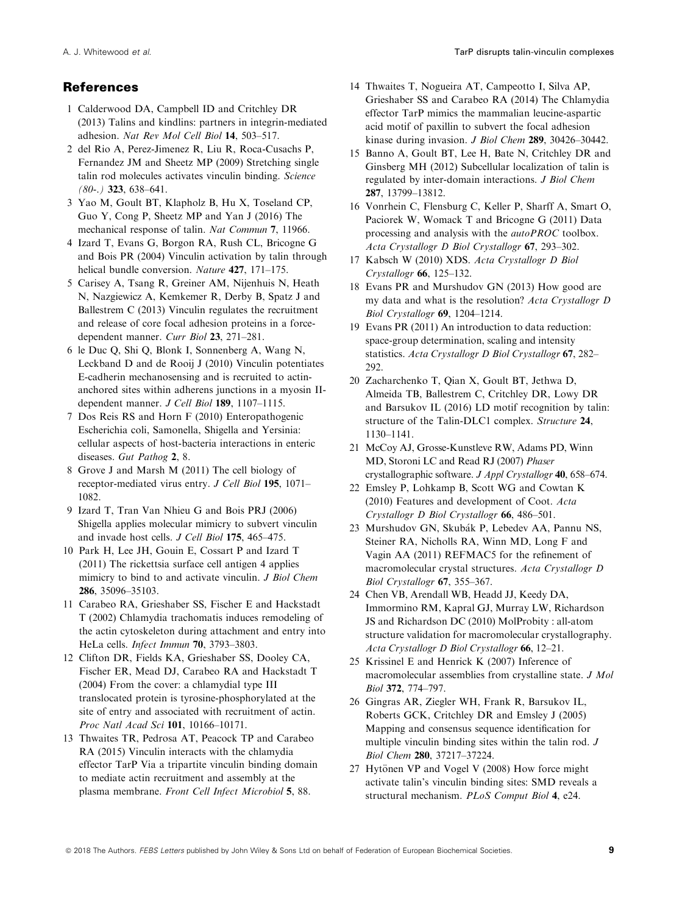## References

1 Calderwood DA, Campbell ID and Critchley DR (2013) Talins and kindlins: partners in integrin-mediated adhesion. *Nat Rev Mol Cell Biol* **14**, 503–517.

2 del Rio A, Perez-Jimenez R, Liu R, Roca-Cusachs P, Fernandez JM and Sheetz MP (2009) Stretching single talin rod molecules activates vinculin binding. *Science (80-.)* **323**, 638–641.

3 Yao M, Goult BT, Klapholz B, Hu X, Toseland CP, Guo Y, Cong P, Sheetz MP and Yan J (2016) The mechanical response of talin. *Nat Commun* **7**, 11966.

4 Izard T, Evans G, Borgon RA, Rush CL, Bricogne G and Bois PR (2004) Vinculin activation by talin through helical bundle conversion. *Nature* **427**, 171–175.

5 Carisey A, Tsang R, Greiner AM, Nijenhuis N, Heath N, Nazgiewicz A, Kemkemer R, Derby B, Spatz J and Ballestrem C (2013) Vinculin regulates the recruitment and release of core focal adhesion proteins in a force-dependent manner. *Curr Biol* **23**, 271–281.

6 le Duc Q, Shi Q, Blonk I, Sonnenberg A, Wang N, Leckband D and de Rooij J (2010) Vinculin potentiates E-cadherin mechanosensing and is recruited to actin-anchored sites within adherens junctions in a myosin II-dependent manner. *J Cell Biol* **189**, 1107–1115.

7 Dos Reis RS and Horn F (2010) Enteropathogenic Escherichia coli, Samonella, Shigella and Yersinia: cellular aspects of host-bacteria interactions in enteric diseases. *Gut Pathog* **2**, 8.

8 Grove J and Marsh M (2011) The cell biology of receptor-mediated virus entry. *J Cell Biol* **195**, 1071–1082.

9 Izard T, Tran Van Nhieu G and Bois PRJ (2006) Shigella applies molecular mimicry to subvert vinculin and invade host cells. *J Cell Biol* **175**, 465–475.

10 Park H, Lee JH, Gouin E, Cossart P and Izard T (2011) The rickettsia surface cell antigen 4 applies mimicry to bind to and activate vinculin. *J Biol Chem* **286**, 35096–35103.

11 Carabeo RA, Grieshaber SS, Fischer E and Hackstadt T (2002) Chlamydia trachomatis induces remodeling of the actin cytoskeleton during attachment and entry into HeLa cells. *Infect Immun* **70**, 3793–3803.

12 Clifton DR, Fields KA, Grieshaber SS, Dooley CA, Fischer ER, Mead DJ, Carabeo RA and Hackstadt T (2004) From the cover: a chlamydial type III translocated protein is tyrosine-phosphorylated at the site of entry and associated with recruitment of actin. *Proc Natl Acad Sci* **101**, 10166–10171.

13 Thwaites TR, Pedrosa AT, Peacock TP and Carabeo RA (2015) Vinculin interacts with the chlamydia effector TarP Via a tripartite vinculin binding domain to mediate actin recruitment and assembly at the plasma membrane. *Front Cell Infect Microbiol* **5**, 88.

14 Thwaites T, Nogueira AT, Campeotto I, Silva AP, Grieshaber SS and Carabeo RA (2014) The Chlamydia effector TarP mimics the mammalian leucine-aspartic acid motif of paxillin to subvert the focal adhesion kinase during invasion. *J Biol Chem* **289**, 30426–30442.

15 Banno A, Goult BT, Lee H, Bate N, Critchley DR and Ginsberg MH (2012) Subcellular localization of talin is regulated by inter-domain interactions. *J Biol Chem* **287**, 13799–13812.

16 Vonrhein C, Flensburg C, Keller P, Sharff A, Smart O, Paciorek W, Womack T and Bricogne G (2011) Data processing and analysis with the *autoPROC* toolbox. *Acta Crystallogr D Biol Crystallogr* **67**, 293–302.

17 Kabsch W (2010) XDS. *Acta Crystallogr D Biol Crystallogr* **66**, 125–132.

18 Evans PR and Murshudov GN (2013) How good are my data and what is the resolution? *Acta Crystallogr D Biol Crystallogr* **69**, 1204–1214.

19 Evans PR (2011) An introduction to data reduction: space-group determination, scaling and intensity statistics. *Acta Crystallogr D Biol Crystallogr* **67**, 282–292.

20 Zacharchenko T, Qian X, Goult BT, Jethwa D, Almeida TB, Ballestrem C, Critchley DR, Lowy DR and Barsukov IL (2016) LD motif recognition by talin: structure of the Talin-DLC1 complex. *Structure* **24**, 1130–1141.

21 McCoy AJ, Grosse-Kunstleve RW, Adams PD, Winn MD, Storoni LC and Read RJ (2007) *Phaser* crystallographic software. *J Appl Crystallogr* **40**, 658–674.

22 Emsley P, Lohkamp B, Scott WG and Cowtan K (2010) Features and development of Coot. *Acta Crystallogr D Biol Crystallogr* **66**, 486–501.

23 Murshudov GN, Skubák P, Lebedev AA, Pannu NS, Steiner RA, Nicholls RA, Winn MD, Long F and Vagin AA (2011) REFMAC5 for the refinement of macromolecular crystal structures. *Acta Crystallogr D Biol Crystallogr* **67**, 355–367.

24 Chen VB, Arendall WB, Headd JJ, Keedy DA, Immormino RM, Kapral GJ, Murray LW, Richardson JS and Richardson DC (2010) MolProbity : all-atom structure validation for macromolecular crystallography. *Acta Crystallogr D Biol Crystallogr* **66**, 12–21.

25 Krissinel E and Henrick K (2007) Inference of macromolecular assemblies from crystalline state. *J Mol Biol* **372**, 774–797.

26 Gingras AR, Ziegler WH, Frank R, Barsukov IL, Roberts GCK, Critchley DR and Emsley J (2005) Mapping and consensus sequence identification for multiple vinculin binding sites within the talin rod. *J Biol Chem* **280**, 37217–37224.

27 Hytönen VP and Vogel V (2008) How force might activate talin's vinculin binding sites: SMD reveals a structural mechanism. *PLoS Comput Biol* **4**, e24.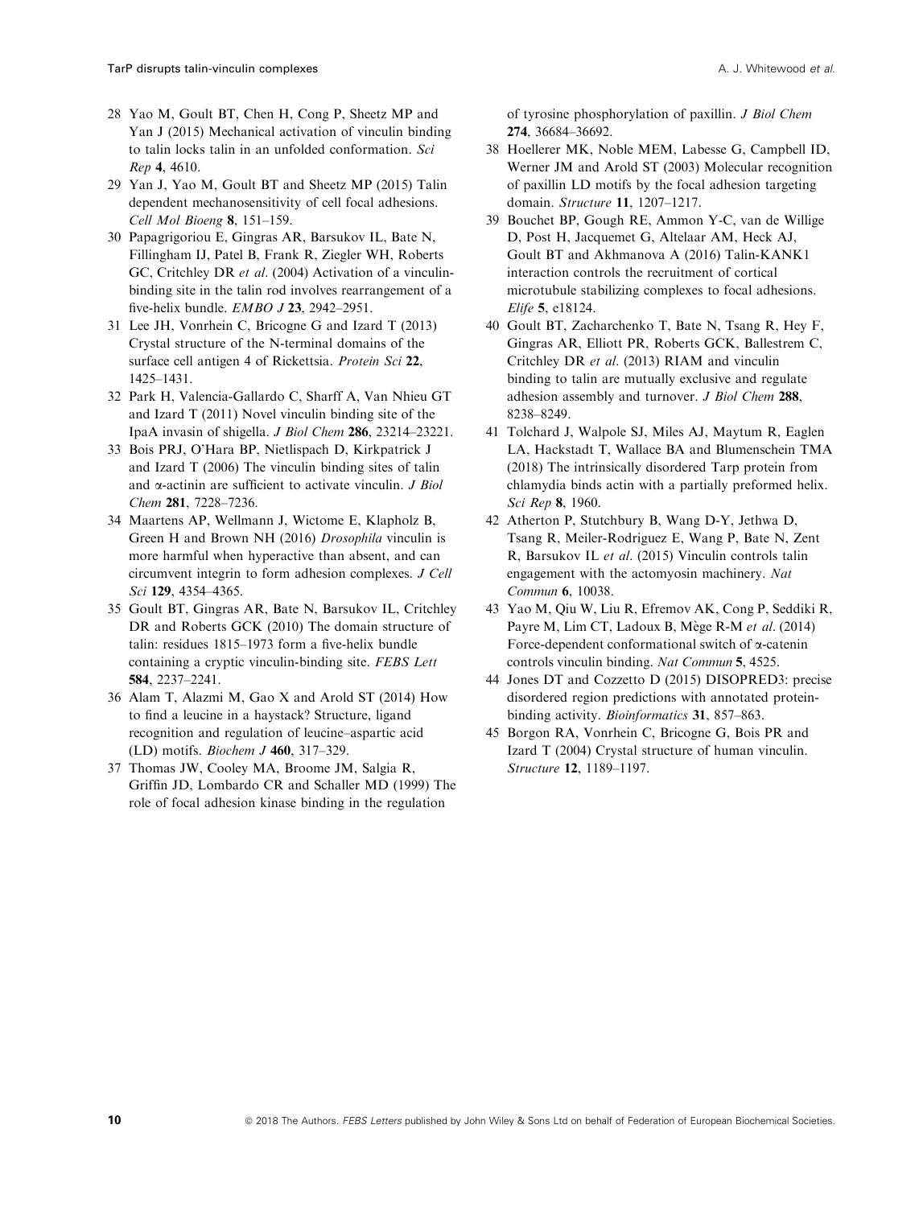28 Yao M, Goult BT, Chen H, Cong P, Sheetz MP and Yan J (2015) Mechanical activation of vinculin binding to talin locks talin in an unfolded conformation. *Sci Rep* **4**, 4610.

29 Yan J, Yao M, Goult BT and Sheetz MP (2015) Talin dependent mechanosensitivity of cell focal adhesions. *Cell Mol Bioeng* **8**, 151–159.

30 Papagrigoriou E, Gingras AR, Barsukov IL, Bate N, Fillingham IJ, Patel B, Frank R, Ziegler WH, Roberts GC, Critchley DR *et al.* (2004) Activation of a vinculin-binding site in the talin rod involves rearrangement of a five-helix bundle. *EMBO J* **23**, 2942–2951.

31 Lee JH, Vonrhein C, Bricogne G and Izard T (2013) Crystal structure of the N-terminal domains of the surface cell antigen 4 of Rickettsia. *Protein Sci* **22**, 1425–1431.

32 Park H, Valencia-Gallardo C, Sharff A, Van Nhieu GT and Izard T (2011) Novel vinculin binding site of the IpaA invasin of shigella. *J Biol Chem* **286**, 23214–23221.

33 Bois PRJ, O'Hara BP, Nietlispach D, Kirkpatrick J and Izard T (2006) The vinculin binding sites of talin and α-actinin are sufficient to activate vinculin. *J Biol Chem* **281**, 7228–7236.

34 Maartens AP, Wellmann J, Wictome E, Klapholz B, Green H and Brown NH (2016) *Drosophila* vinculin is more harmful when hyperactive than absent, and can circumvent integrin to form adhesion complexes. *J Cell Sci* **129**, 4354–4365.

35 Goult BT, Gingras AR, Bate N, Barsukov IL, Critchley DR and Roberts GCK (2010) The domain structure of talin: residues 1815–1973 form a five-helix bundle containing a cryptic vinculin-binding site. *FEBS Lett* **584**, 2237–2241.

36 Alam T, Alazmi M, Gao X and Arold ST (2014) How to find a leucine in a haystack? Structure, ligand recognition and regulation of leucine–aspartic acid (LD) motifs. *Biochem J* **460**, 317–329.

37 Thomas JW, Cooley MA, Broome JM, Salgia R, Griffin JD, Lombardo CR and Schaller MD (1999) The role of focal adhesion kinase binding in the regulation of tyrosine phosphorylation of paxillin. *J Biol Chem* **274**, 36684–36692.

38 Hoellerer MK, Noble MEM, Labesse G, Campbell ID, Werner JM and Arold ST (2003) Molecular recognition of paxillin LD motifs by the focal adhesion targeting domain. *Structure* **11**, 1207–1217.

39 Bouchet BP, Gough RE, Ammon Y-C, van de Willige D, Post H, Jacquemet G, Altelaar AM, Heck AJ, Goult BT and Akhmanova A (2016) Talin-KANK1 interaction controls the recruitment of cortical microtubule stabilizing complexes to focal adhesions. *Elife* **5**, e18124.

40 Goult BT, Zacharchenko T, Bate N, Tsang R, Hey F, Gingras AR, Elliott PR, Roberts GCK, Ballestrem C, Critchley DR *et al.* (2013) RIAM and vinculin binding to talin are mutually exclusive and regulate adhesion assembly and turnover. *J Biol Chem* **288**, 8238–8249.

41 Tolchard J, Walpole SJ, Miles AJ, Maytum R, Eaglen LA, Hackstadt T, Wallace BA and Blumenschein TMA (2018) The intrinsically disordered Tarp protein from chlamydia binds actin with a partially preformed helix. *Sci Rep* **8**, 1960.

42 Atherton P, Stutchbury B, Wang D-Y, Jethwa D, Tsang R, Meiler-Rodriguez E, Wang P, Bate N, Zent R, Barsukov IL *et al.* (2015) Vinculin controls talin engagement with the actomyosin machinery. *Nat Commun* **6**, 10038.

43 Yao M, Qiu W, Liu R, Efremov AK, Cong P, Seddiki R, Payre M, Lim CT, Ladoux B, Mège R-M *et al.* (2014) Force-dependent conformational switch of α-catenin controls vinculin binding. *Nat Commun* **5**, 4525.

44 Jones DT and Cozzetto D (2015) DISOPRED3: precise disordered region predictions with annotated protein-binding activity. *Bioinformatics* **31**, 857–863.

45 Borgon RA, Vonrhein C, Bricogne G, Bois PR and Izard T (2004) Crystal structure of human vinculin. *Structure* **12**, 1189–1197.